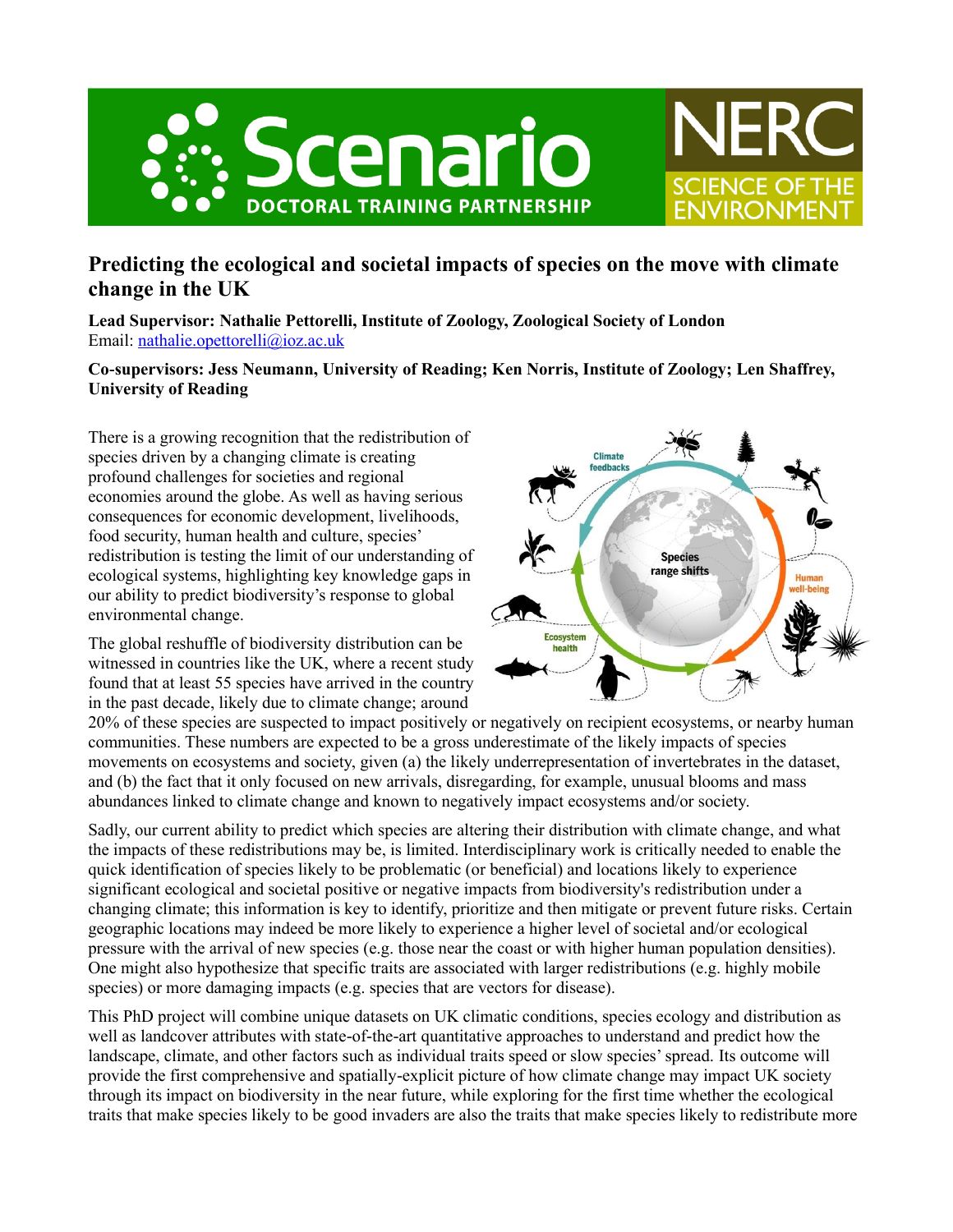# Predicting the ecological and societal impacts of species on the move with climate change in the UK

**Lead Supervisor: Nathalie Pettorelli, Institute of Zoology, Zoological Society of London**
Email: nathalie.opettorelli@ioz.ac.uk

**Co-supervisors: Jess Neumann, University of Reading; Ken Norris, Institute of Zoology; Len Shaffrey, University of Reading**

There is a growing recognition that the redistribution of species driven by a changing climate is creating profound challenges for societies and regional economies around the globe. As well as having serious consequences for economic development, livelihoods, food security, human health and culture, species' redistribution is testing the limit of our understanding of ecological systems, highlighting key knowledge gaps in our ability to predict biodiversity's response to global environmental change.

The global reshuffle of biodiversity distribution can be witnessed in countries like the UK, where a recent study found that at least 55 species have arrived in the country in the past decade, likely due to climate change; around 20% of these species are suspected to impact positively or negatively on recipient ecosystems, or nearby human communities. These numbers are expected to be a gross underestimate of the likely impacts of species movements on ecosystems and society, given (a) the likely underrepresentation of invertebrates in the dataset, and (b) the fact that it only focused on new arrivals, disregarding, for example, unusual blooms and mass abundances linked to climate change and known to negatively impact ecosystems and/or society.

Sadly, our current ability to predict which species are altering their distribution with climate change, and what the impacts of these redistributions may be, is limited. Interdisciplinary work is critically needed to enable the quick identification of species likely to be problematic (or beneficial) and locations likely to experience significant ecological and societal positive or negative impacts from biodiversity's redistribution under a changing climate; this information is key to identify, prioritize and then mitigate or prevent future risks. Certain geographic locations may indeed be more likely to experience a higher level of societal and/or ecological pressure with the arrival of new species (e.g. those near the coast or with higher human population densities). One might also hypothesize that specific traits are associated with larger redistributions (e.g. highly mobile species) or more damaging impacts (e.g. species that are vectors for disease).

This PhD project will combine unique datasets on UK climatic conditions, species ecology and distribution as well as landcover attributes with state-of-the-art quantitative approaches to understand and predict how the landscape, climate, and other factors such as individual traits speed or slow species' spread. Its outcome will provide the first comprehensive and spatially-explicit picture of how climate change may impact UK society through its impact on biodiversity in the near future, while exploring for the first time whether the ecological traits that make species likely to be good invaders are also the traits that make species likely to redistribute more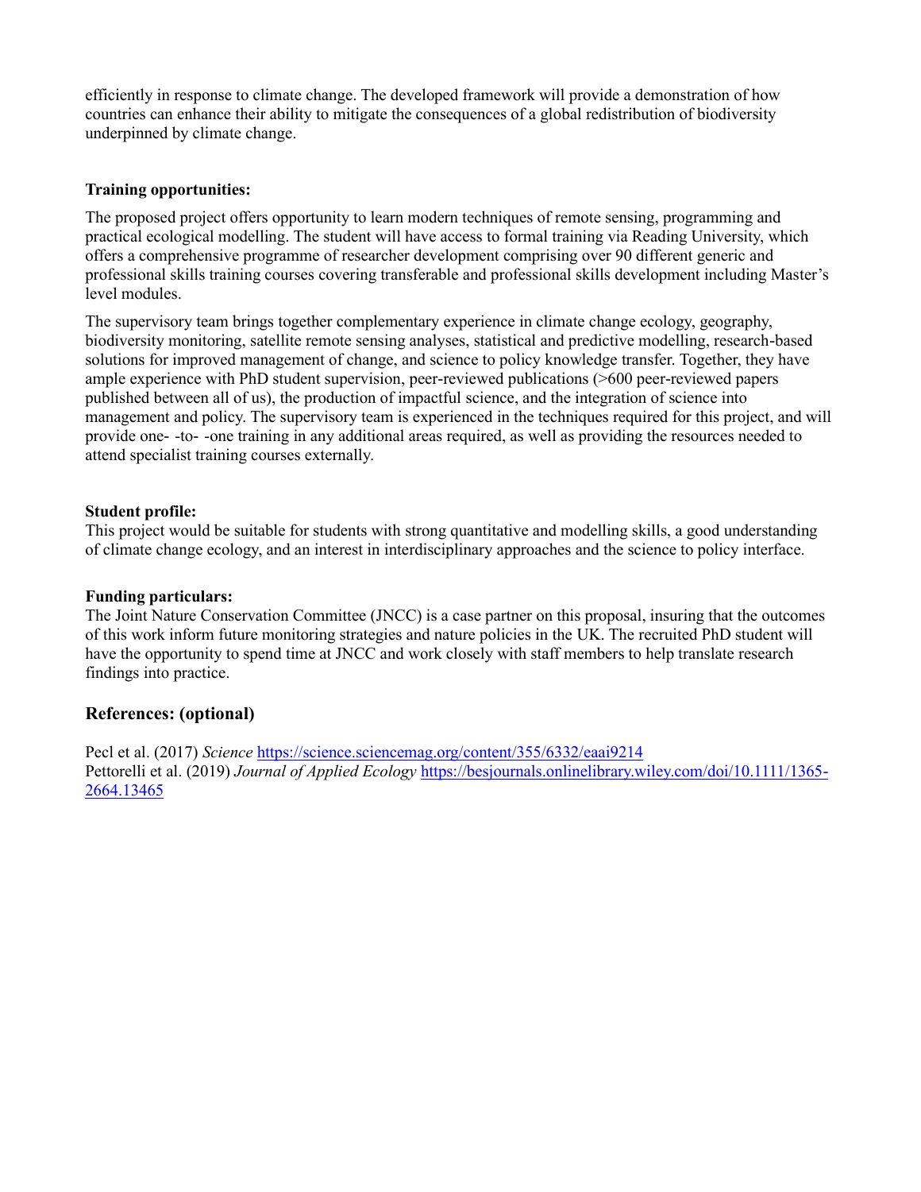efficiently in response to climate change. The developed framework will provide a demonstration of how countries can enhance their ability to mitigate the consequences of a global redistribution of biodiversity underpinned by climate change.

**Training opportunities:**

The proposed project offers opportunity to learn modern techniques of remote sensing, programming and practical ecological modelling. The student will have access to formal training via Reading University, which offers a comprehensive programme of researcher development comprising over 90 different generic and professional skills training courses covering transferable and professional skills development including Master's level modules.

The supervisory team brings together complementary experience in climate change ecology, geography, biodiversity monitoring, satellite remote sensing analyses, statistical and predictive modelling, research-based solutions for improved management of change, and science to policy knowledge transfer. Together, they have ample experience with PhD student supervision, peer-reviewed publications (>600 peer-reviewed papers published between all of us), the production of impactful science, and the integration of science into management and policy. The supervisory team is experienced in the techniques required for this project, and will provide one- -to- -one training in any additional areas required, as well as providing the resources needed to attend specialist training courses externally.

**Student profile:**
This project would be suitable for students with strong quantitative and modelling skills, a good understanding of climate change ecology, and an interest in interdisciplinary approaches and the science to policy interface.

**Funding particulars:**
The Joint Nature Conservation Committee (JNCC) is a case partner on this proposal, insuring that the outcomes of this work inform future monitoring strategies and nature policies in the UK. The recruited PhD student will have the opportunity to spend time at JNCC and work closely with staff members to help translate research findings into practice.

## References: (optional)

Pecl et al. (2017) *Science* https://science.sciencemag.org/content/355/6332/eaai9214
Pettorelli et al. (2019) *Journal of Applied Ecology* https://besjournals.onlinelibrary.wiley.com/doi/10.1111/1365-2664.13465